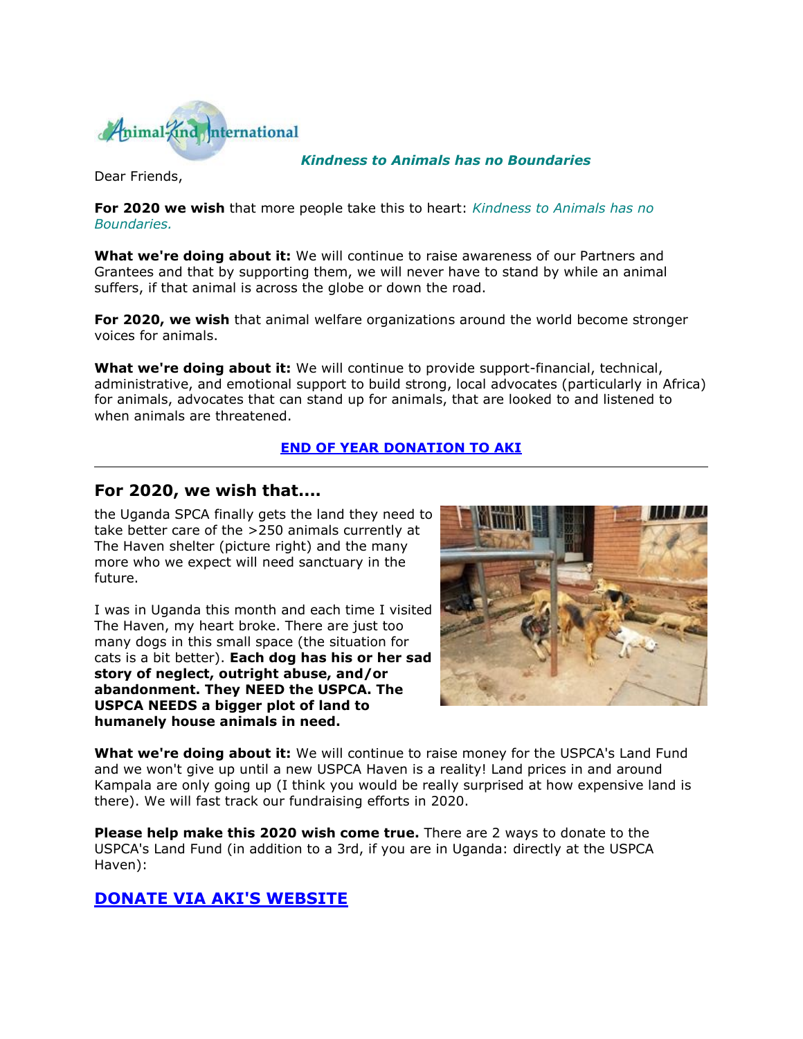*Kindness to Animals has no Boundaries*

Dear Friends,

**For 2020 we wish** that more people take this to heart: *Kindness to Animals has no Boundaries.*

**What we're doing about it:** We will continue to raise awareness of our Partners and Grantees and that by supporting them, we will never have to stand by while an animal suffers, if that animal is across the globe or down the road.

**For 2020, we wish** that animal welfare organizations around the world become stronger voices for animals.

**What we're doing about it:** We will continue to provide support-financial, technical, administrative, and emotional support to build strong, local advocates (particularly in Africa) for animals, advocates that can stand up for animals, that are looked to and listened to when animals are threatened.

**END OF YEAR DONATION TO AKI**

---

## For 2020, we wish that....

the Uganda SPCA finally gets the land they need to take better care of the >250 animals currently at The Haven shelter (picture right) and the many more who we expect will need sanctuary in the future.

I was in Uganda this month and each time I visited The Haven, my heart broke. There are just too many dogs in this small space (the situation for cats is a bit better). **Each dog has his or her sad story of neglect, outright abuse, and/or abandonment. They NEED the USPCA. The USPCA NEEDS a bigger plot of land to humanely house animals in need.**

**What we're doing about it:** We will continue to raise money for the USPCA's Land Fund and we won't give up until a new USPCA Haven is a reality! Land prices in and around Kampala are only going up (I think you would be really surprised at how expensive land is there). We will fast track our fundraising efforts in 2020.

**Please help make this 2020 wish come true.** There are 2 ways to donate to the USPCA's Land Fund (in addition to a 3rd, if you are in Uganda: directly at the USPCA Haven):

## DONATE VIA AKI'S WEBSITE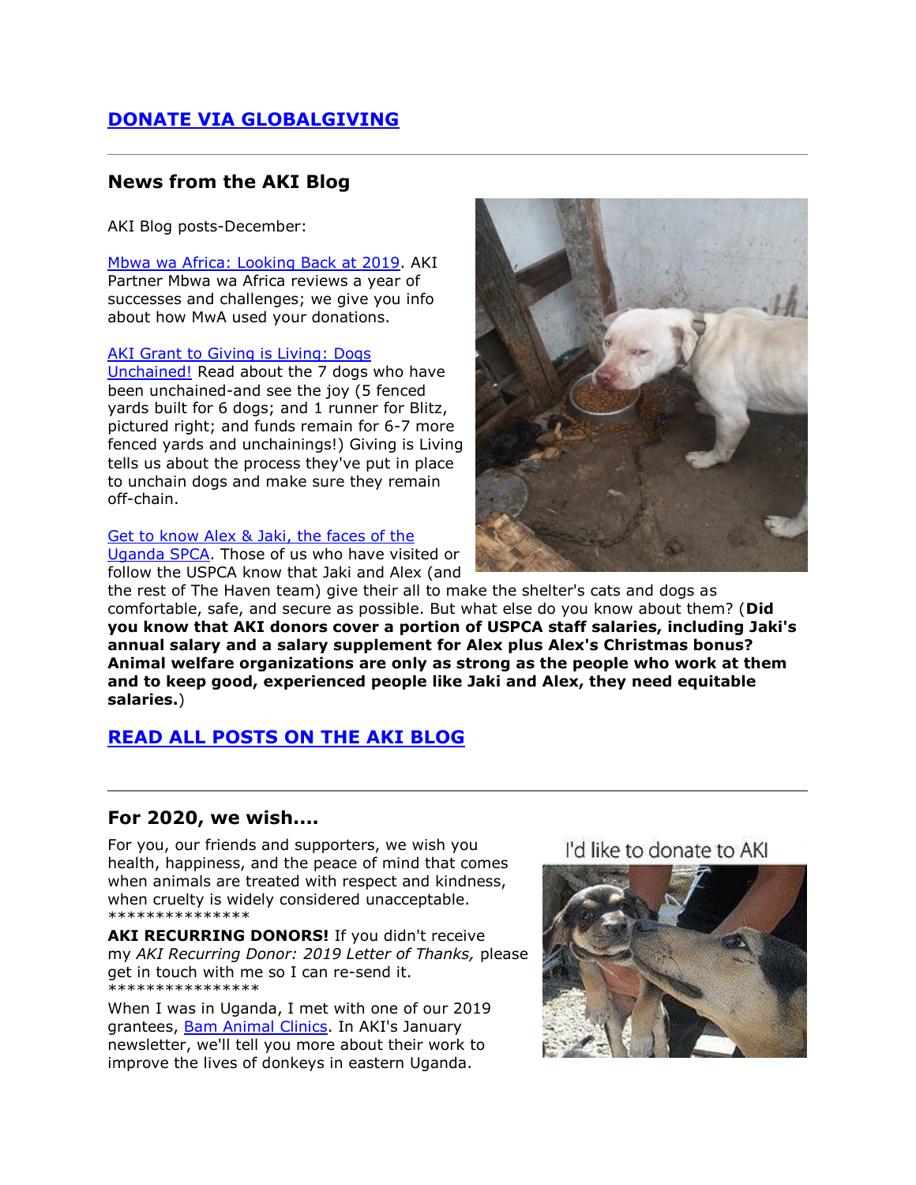## [DONATE VIA GLOBALGIVING]()

---

## News from the AKI Blog

AKI Blog posts-December:

[Mbwa wa Africa: Looking Back at 2019](). AKI Partner Mbwa wa Africa reviews a year of successes and challenges; we give you info about how MwA used your donations.

[AKI Grant to Giving is Living: Dogs Unchained!]() Read about the 7 dogs who have been unchained-and see the joy (5 fenced yards built for 6 dogs; and 1 runner for Blitz, pictured right; and funds remain for 6-7 more fenced yards and unchainings!) Giving is Living tells us about the process they've put in place to unchain dogs and make sure they remain off-chain.

[Get to know Alex & Jaki, the faces of the Uganda SPCA](). Those of us who have visited or follow the USPCA know that Jaki and Alex (and the rest of The Haven team) give their all to make the shelter's cats and dogs as comfortable, safe, and secure as possible. But what else do you know about them? (**Did you know that AKI donors cover a portion of USPCA staff salaries, including Jaki's annual salary and a salary supplement for Alex plus Alex's Christmas bonus? Animal welfare organizations are only as strong as the people who work at them and to keep good, experienced people like Jaki and Alex, they need equitable salaries.**)

## [READ ALL POSTS ON THE AKI BLOG]()

---

## For 2020, we wish....

For you, our friends and supporters, we wish you health, happiness, and the peace of mind that comes when animals are treated with respect and kindness, when cruelty is widely considered unacceptable.
***************

**AKI RECURRING DONORS!** If you didn't receive my *AKI Recurring Donor: 2019 Letter of Thanks,* please get in touch with me so I can re-send it.
****************

When I was in Uganda, I met with one of our 2019 grantees, [Bam Animal Clinics](). In AKI's January newsletter, we'll tell you more about their work to improve the lives of donkeys in eastern Uganda.

I'd like to donate to AKI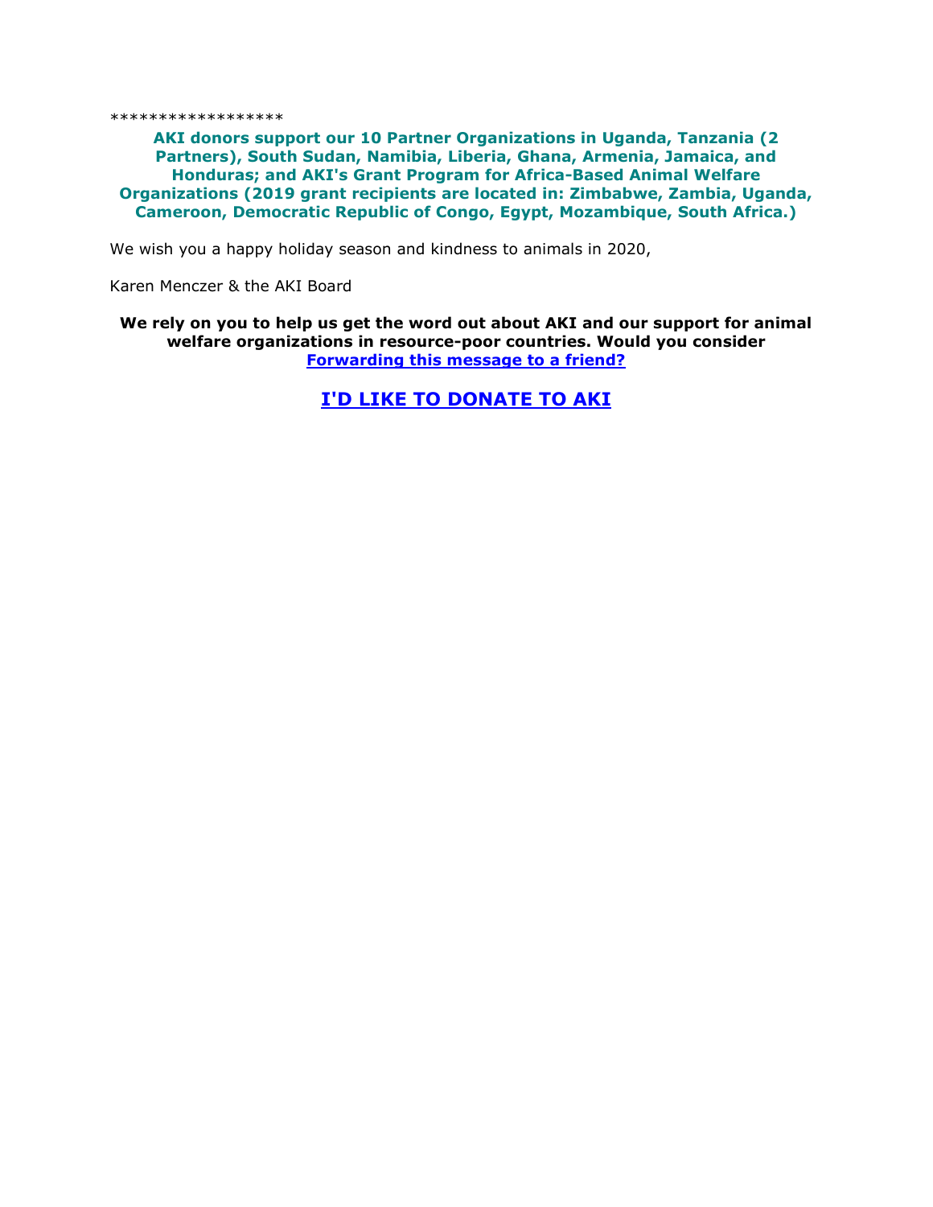******************

**AKI donors support our 10 Partner Organizations in Uganda, Tanzania (2 Partners), South Sudan, Namibia, Liberia, Ghana, Armenia, Jamaica, and Honduras; and AKI's Grant Program for Africa-Based Animal Welfare Organizations (2019 grant recipients are located in: Zimbabwe, Zambia, Uganda, Cameroon, Democratic Republic of Congo, Egypt, Mozambique, South Africa.)**

We wish you a happy holiday season and kindness to animals in 2020,

Karen Menczer & the AKI Board

**We rely on you to help us get the word out about AKI and our support for animal welfare organizations in resource-poor countries. Would you consider Forwarding this message to a friend?**

**I'D LIKE TO DONATE TO AKI**